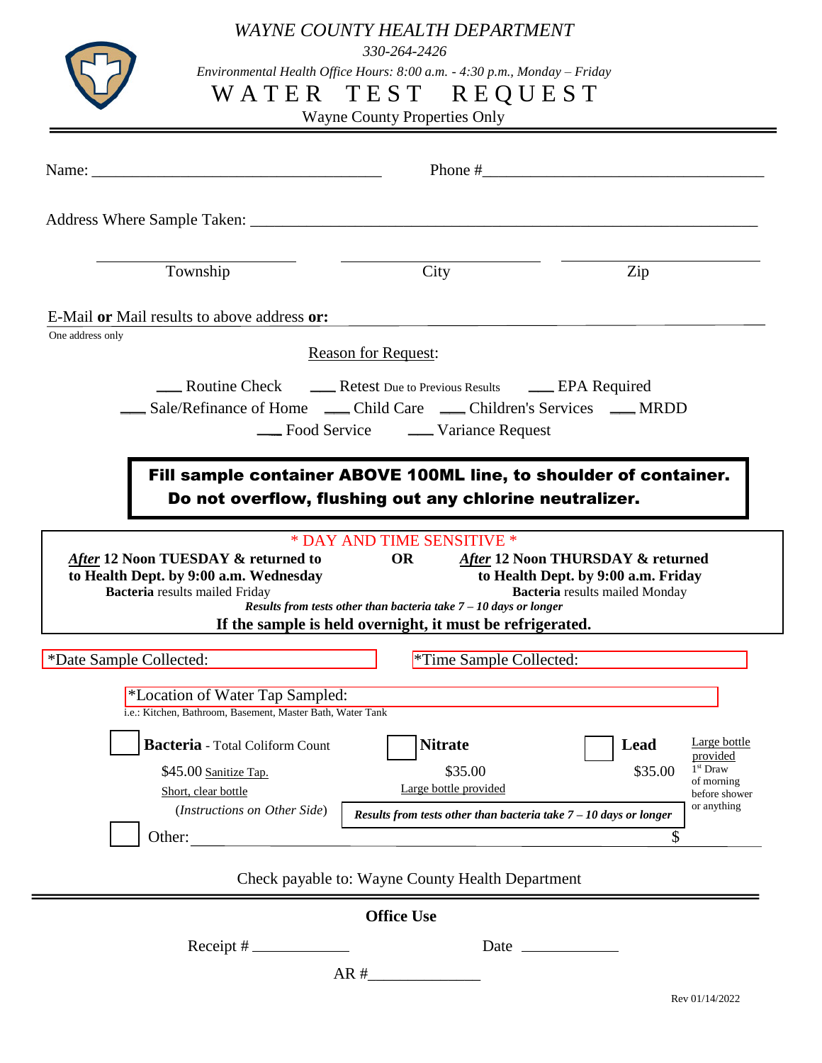*WAYNE COUNTY HEALTH DEPARTMENT*

*330-264-2426*

*Environmental Health Office Hours: 8:00 a.m. - 4:30 p.m., Monday – Friday*

# WATER TEST REQUEST

Wayne County Properties Only

Name: ___________________________________ Phone #___________________________________

Address Where Sample Taken: ______________________________________________________________

_____________________ _____________________ _____________________
Township City Zip

E-Mail **or** Mail results to above address **or:** ______________________________________________

One address only

Reason for Request:

___ Routine Check ___ Retest Due to Previous Results ___ EPA Required

___ Sale/Refinance of Home ___ Child Care ___ Children's Services ___ MRDD

___ Food Service ___ Variance Request

**Fill sample container ABOVE 100ML line, to shoulder of container.**
**Do not overflow, flushing out any chlorine neutralizer.**

\* DAY AND TIME SENSITIVE \*

***After*** **12 Noon TUESDAY & returned to to Health Dept. by 9:00 a.m. Wednesday**
**Bacteria** results mailed Friday

**OR**

***After*** **12 Noon THURSDAY & returned to Health Dept. by 9:00 a.m. Friday**
**Bacteria** results mailed Monday

***Results from tests other than bacteria take 7 – 10 days or longer***

**If the sample is held overnight, it must be refrigerated.**

\*Date Sample Collected: ______________________ \*Time Sample Collected: ______________________

\*Location of Water Tap Sampled: ______________________________________________
i.e.: Kitchen, Bathroom, Basement, Master Bath, Water Tank

☐ **Bacteria** - Total Coliform Count
$45.00 Sanitize Tap.
Short, clear bottle
(*Instructions on Other Side*)

☐ **Nitrate**
$35.00
Large bottle provided

☐ **Lead**
$35.00
Large bottle provided
1st Draw of morning before shower or anything

***Results from tests other than bacteria take 7 – 10 days or longer***

☐ Other: ______________________________________________________ $________

Check payable to: Wayne County Health Department

**Office Use**

Receipt # ____________ Date ____________

AR #______________

Rev 01/14/2022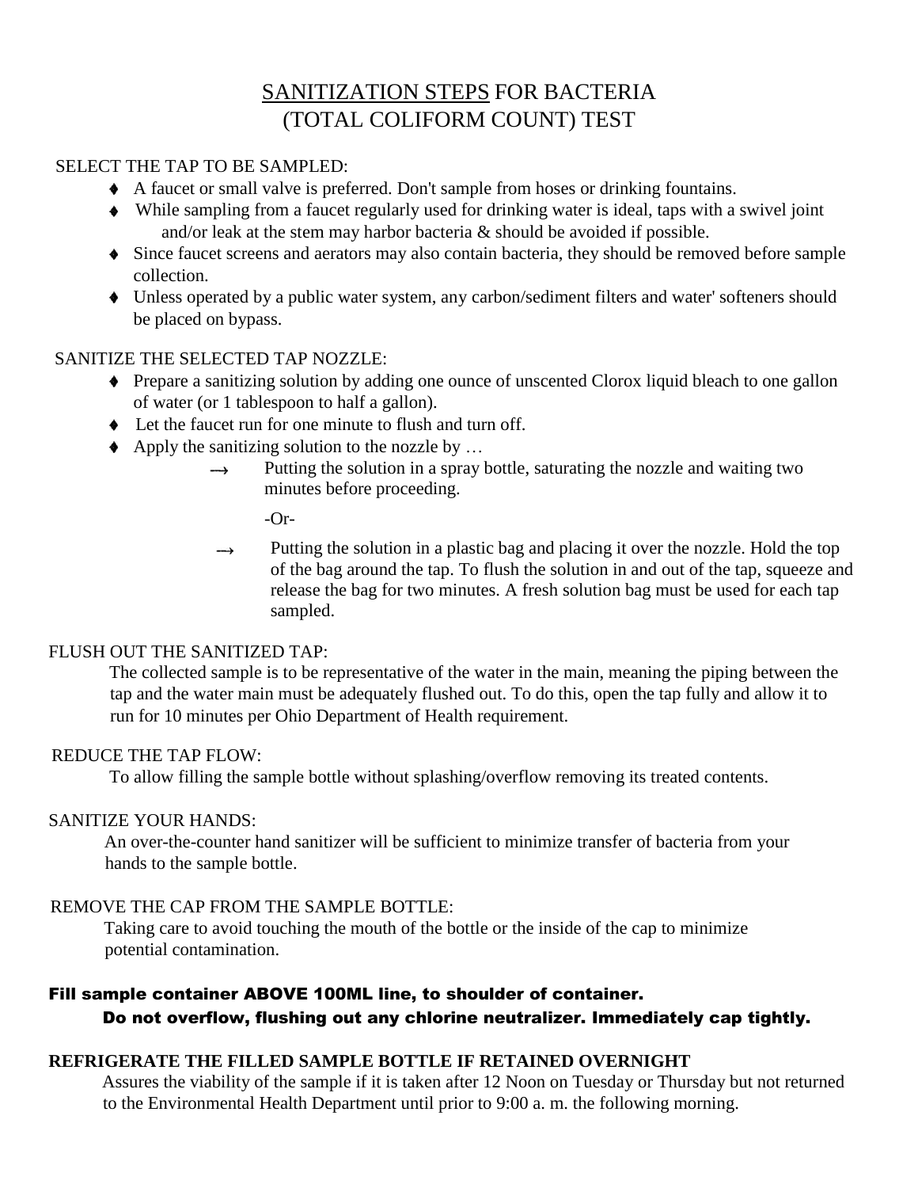# SANITIZATION STEPS FOR BACTERIA (TOTAL COLIFORM COUNT) TEST

SELECT THE TAP TO BE SAMPLED:

- A faucet or small valve is preferred. Don't sample from hoses or drinking fountains.
- While sampling from a faucet regularly used for drinking water is ideal, taps with a swivel joint and/or leak at the stem may harbor bacteria & should be avoided if possible.
- Since faucet screens and aerators may also contain bacteria, they should be removed before sample collection.
- Unless operated by a public water system, any carbon/sediment filters and water' softeners should be placed on bypass.

SANITIZE THE SELECTED TAP NOZZLE:

- Prepare a sanitizing solution by adding one ounce of unscented Clorox liquid bleach to one gallon of water (or 1 tablespoon to half a gallon).
- Let the faucet run for one minute to flush and turn off.
- Apply the sanitizing solution to the nozzle by …
  - → Putting the solution in a spray bottle, saturating the nozzle and waiting two minutes before proceeding.

    -Or-

  - → Putting the solution in a plastic bag and placing it over the nozzle. Hold the top of the bag around the tap. To flush the solution in and out of the tap, squeeze and release the bag for two minutes. A fresh solution bag must be used for each tap sampled.

FLUSH OUT THE SANITIZED TAP:

The collected sample is to be representative of the water in the main, meaning the piping between the tap and the water main must be adequately flushed out. To do this, open the tap fully and allow it to run for 10 minutes per Ohio Department of Health requirement.

REDUCE THE TAP FLOW:

To allow filling the sample bottle without splashing/overflow removing its treated contents.

SANITIZE YOUR HANDS:

An over-the-counter hand sanitizer will be sufficient to minimize transfer of bacteria from your hands to the sample bottle.

REMOVE THE CAP FROM THE SAMPLE BOTTLE:

Taking care to avoid touching the mouth of the bottle or the inside of the cap to minimize potential contamination.

**Fill sample container ABOVE 100ML line, to shoulder of container.**

**Do not overflow, flushing out any chlorine neutralizer. Immediately cap tightly.**

**REFRIGERATE THE FILLED SAMPLE BOTTLE IF RETAINED OVERNIGHT**

Assures the viability of the sample if it is taken after 12 Noon on Tuesday or Thursday but not returned to the Environmental Health Department until prior to 9:00 a. m. the following morning.